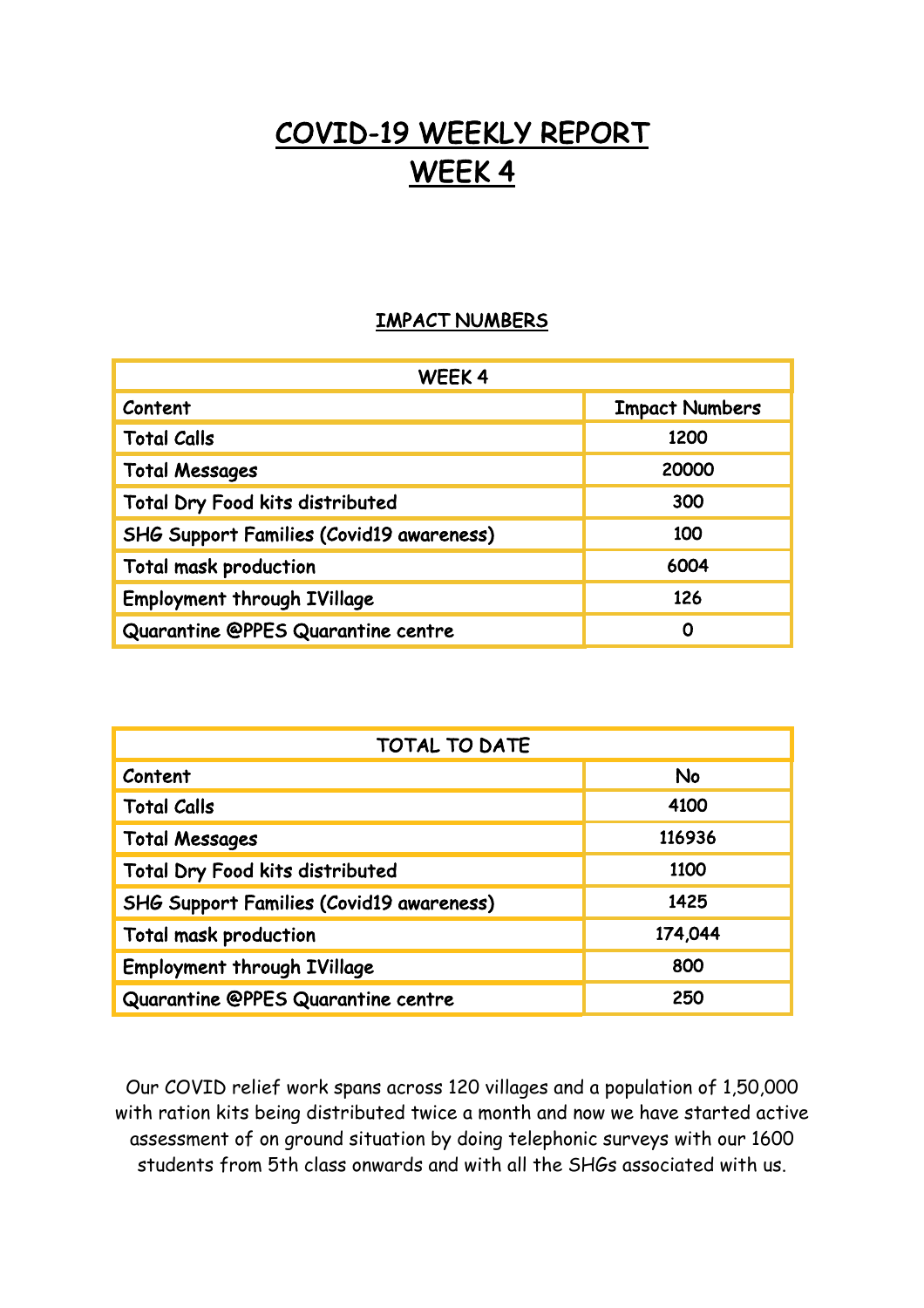# COVID-19 WEEKLY REPORT
# WEEK 4

## IMPACT NUMBERS

| WEEK 4 | |
|---|---|
| **Content** | **Impact Numbers** |
| Total Calls | 1200 |
| Total Messages | 20000 |
| Total Dry Food kits distributed | 300 |
| SHG Support Families (Covid19 awareness) | 100 |
| Total mask production | 6004 |
| Employment through IVillage | 126 |
| Quarantine @PPES Quarantine centre | 0 |

| TOTAL TO DATE | |
|---|---|
| **Content** | **No** |
| Total Calls | 4100 |
| Total Messages | 116936 |
| Total Dry Food kits distributed | 1100 |
| SHG Support Families (Covid19 awareness) | 1425 |
| Total mask production | 174,044 |
| Employment through IVillage | 800 |
| Quarantine @PPES Quarantine centre | 250 |

Our COVID relief work spans across 120 villages and a population of 1,50,000 with ration kits being distributed twice a month and now we have started active assessment of on ground situation by doing telephonic surveys with our 1600 students from 5th class onwards and with all the SHGs associated with us.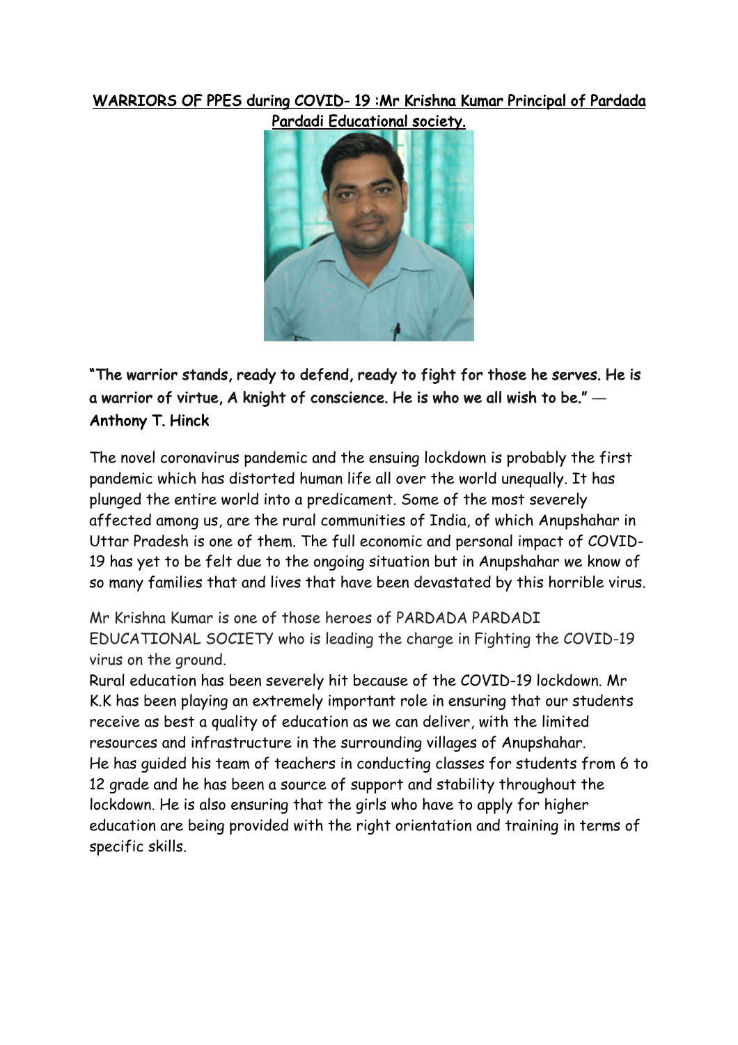**WARRIORS OF PPES during COVID- 19 :Mr Krishna Kumar Principal of Pardada Pardadi Educational society.**

**"The warrior stands, ready to defend, ready to fight for those he serves. He is a warrior of virtue, A knight of conscience. He is who we all wish to be." — Anthony T. Hinck**

The novel coronavirus pandemic and the ensuing lockdown is probably the first pandemic which has distorted human life all over the world unequally. It has plunged the entire world into a predicament. Some of the most severely affected among us, are the rural communities of India, of which Anupshahar in Uttar Pradesh is one of them. The full economic and personal impact of COVID-19 has yet to be felt due to the ongoing situation but in Anupshahar we know of so many families that and lives that have been devastated by this horrible virus.

Mr Krishna Kumar is one of those heroes of PARDADA PARDADI EDUCATIONAL SOCIETY who is leading the charge in Fighting the COVID-19 virus on the ground.
Rural education has been severely hit because of the COVID-19 lockdown. Mr K.K has been playing an extremely important role in ensuring that our students receive as best a quality of education as we can deliver, with the limited resources and infrastructure in the surrounding villages of Anupshahar.
He has guided his team of teachers in conducting classes for students from 6 to 12 grade and he has been a source of support and stability throughout the lockdown. He is also ensuring that the girls who have to apply for higher education are being provided with the right orientation and training in terms of specific skills.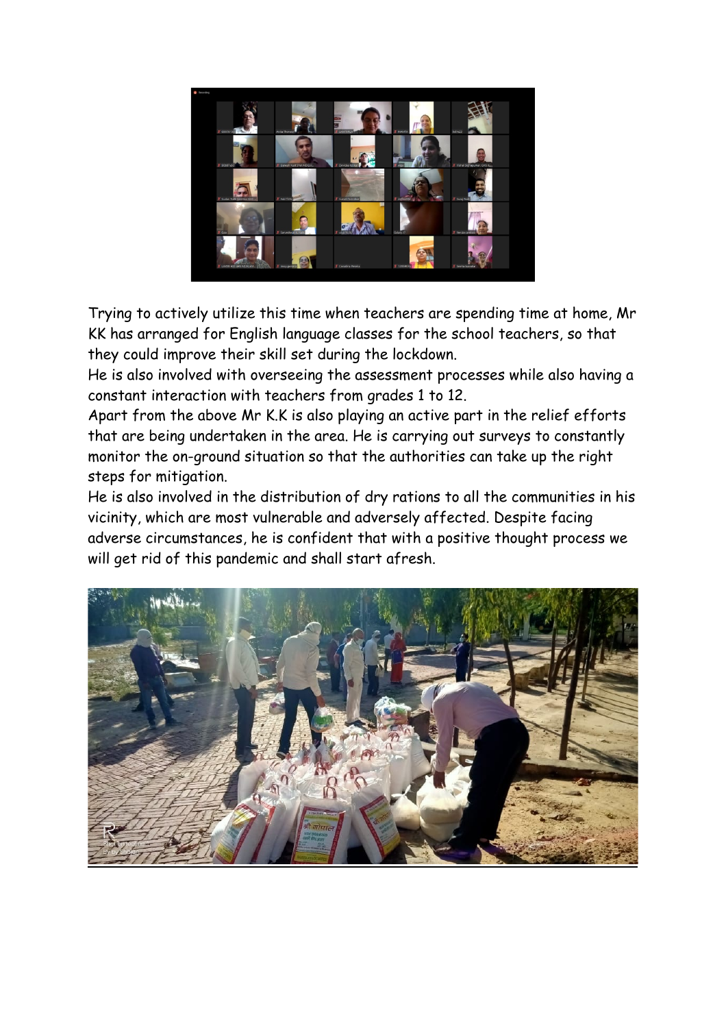Trying to actively utilize this time when teachers are spending time at home, Mr KK has arranged for English language classes for the school teachers, so that they could improve their skill set during the lockdown.

He is also involved with overseeing the assessment processes while also having a constant interaction with teachers from grades 1 to 12.

Apart from the above Mr K.K is also playing an active part in the relief efforts that are being undertaken in the area. He is carrying out surveys to constantly monitor the on-ground situation so that the authorities can take up the right steps for mitigation.

He is also involved in the distribution of dry rations to all the communities in his vicinity, which are most vulnerable and adversely affected. Despite facing adverse circumstances, he is confident that with a positive thought process we will get rid of this pandemic and shall start afresh.